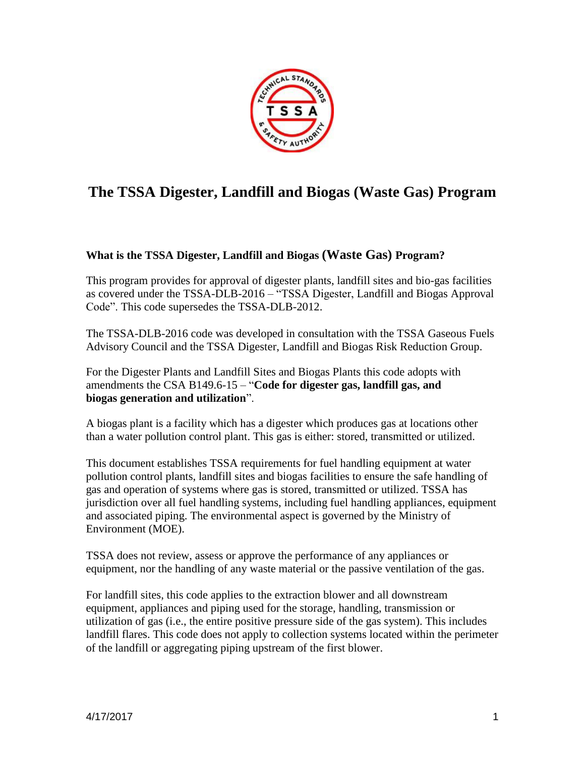# The TSSA Digester, Landfill and Biogas (Waste Gas) Program

### What is the TSSA Digester, Landfill and Biogas (Waste Gas) Program?

This program provides for approval of digester plants, landfill sites and bio-gas facilities as covered under the TSSA-DLB-2016 – "TSSA Digester, Landfill and Biogas Approval Code". This code supersedes the TSSA-DLB-2012.

The TSSA-DLB-2016 code was developed in consultation with the TSSA Gaseous Fuels Advisory Council and the TSSA Digester, Landfill and Biogas Risk Reduction Group.

For the Digester Plants and Landfill Sites and Biogas Plants this code adopts with amendments the CSA B149.6-15 – "**Code for digester gas, landfill gas, and biogas generation and utilization**".

A biogas plant is a facility which has a digester which produces gas at locations other than a water pollution control plant. This gas is either: stored, transmitted or utilized.

This document establishes TSSA requirements for fuel handling equipment at water pollution control plants, landfill sites and biogas facilities to ensure the safe handling of gas and operation of systems where gas is stored, transmitted or utilized. TSSA has jurisdiction over all fuel handling systems, including fuel handling appliances, equipment and associated piping. The environmental aspect is governed by the Ministry of Environment (MOE).

TSSA does not review, assess or approve the performance of any appliances or equipment, nor the handling of any waste material or the passive ventilation of the gas.

For landfill sites, this code applies to the extraction blower and all downstream equipment, appliances and piping used for the storage, handling, transmission or utilization of gas (i.e., the entire positive pressure side of the gas system). This includes landfill flares. This code does not apply to collection systems located within the perimeter of the landfill or aggregating piping upstream of the first blower.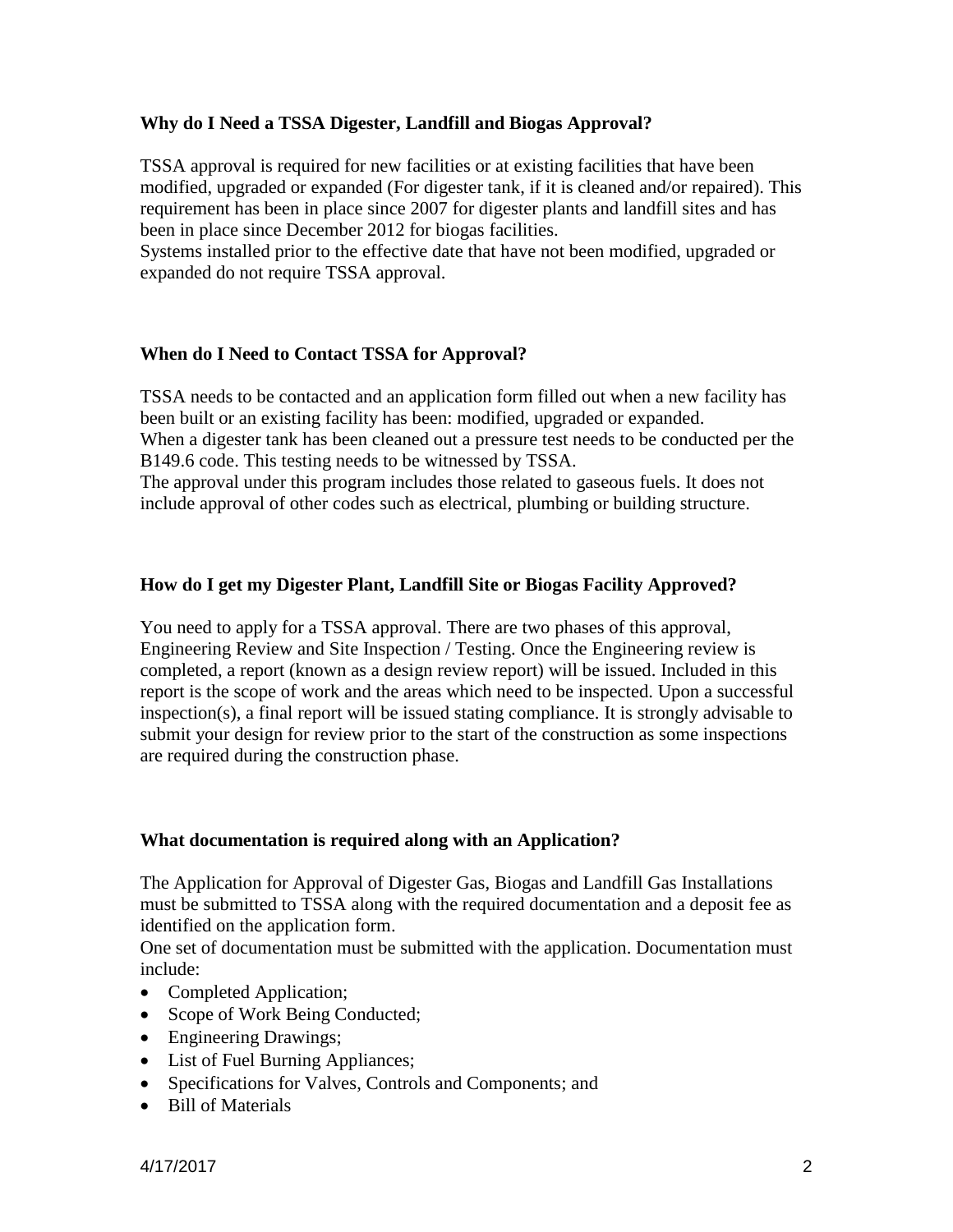### Why do I Need a TSSA Digester, Landfill and Biogas Approval?

TSSA approval is required for new facilities or at existing facilities that have been modified, upgraded or expanded (For digester tank, if it is cleaned and/or repaired). This requirement has been in place since 2007 for digester plants and landfill sites and has been in place since December 2012 for biogas facilities.
Systems installed prior to the effective date that have not been modified, upgraded or expanded do not require TSSA approval.

### When do I Need to Contact TSSA for Approval?

TSSA needs to be contacted and an application form filled out when a new facility has been built or an existing facility has been: modified, upgraded or expanded.
When a digester tank has been cleaned out a pressure test needs to be conducted per the B149.6 code. This testing needs to be witnessed by TSSA.
The approval under this program includes those related to gaseous fuels. It does not include approval of other codes such as electrical, plumbing or building structure.

### How do I get my Digester Plant, Landfill Site or Biogas Facility Approved?

You need to apply for a TSSA approval. There are two phases of this approval, Engineering Review and Site Inspection / Testing. Once the Engineering review is completed, a report (known as a design review report) will be issued. Included in this report is the scope of work and the areas which need to be inspected. Upon a successful inspection(s), a final report will be issued stating compliance. It is strongly advisable to submit your design for review prior to the start of the construction as some inspections are required during the construction phase.

### What documentation is required along with an Application?

The Application for Approval of Digester Gas, Biogas and Landfill Gas Installations must be submitted to TSSA along with the required documentation and a deposit fee as identified on the application form.
One set of documentation must be submitted with the application. Documentation must include:

- Completed Application;
- Scope of Work Being Conducted;
- Engineering Drawings;
- List of Fuel Burning Appliances;
- Specifications for Valves, Controls and Components; and
- Bill of Materials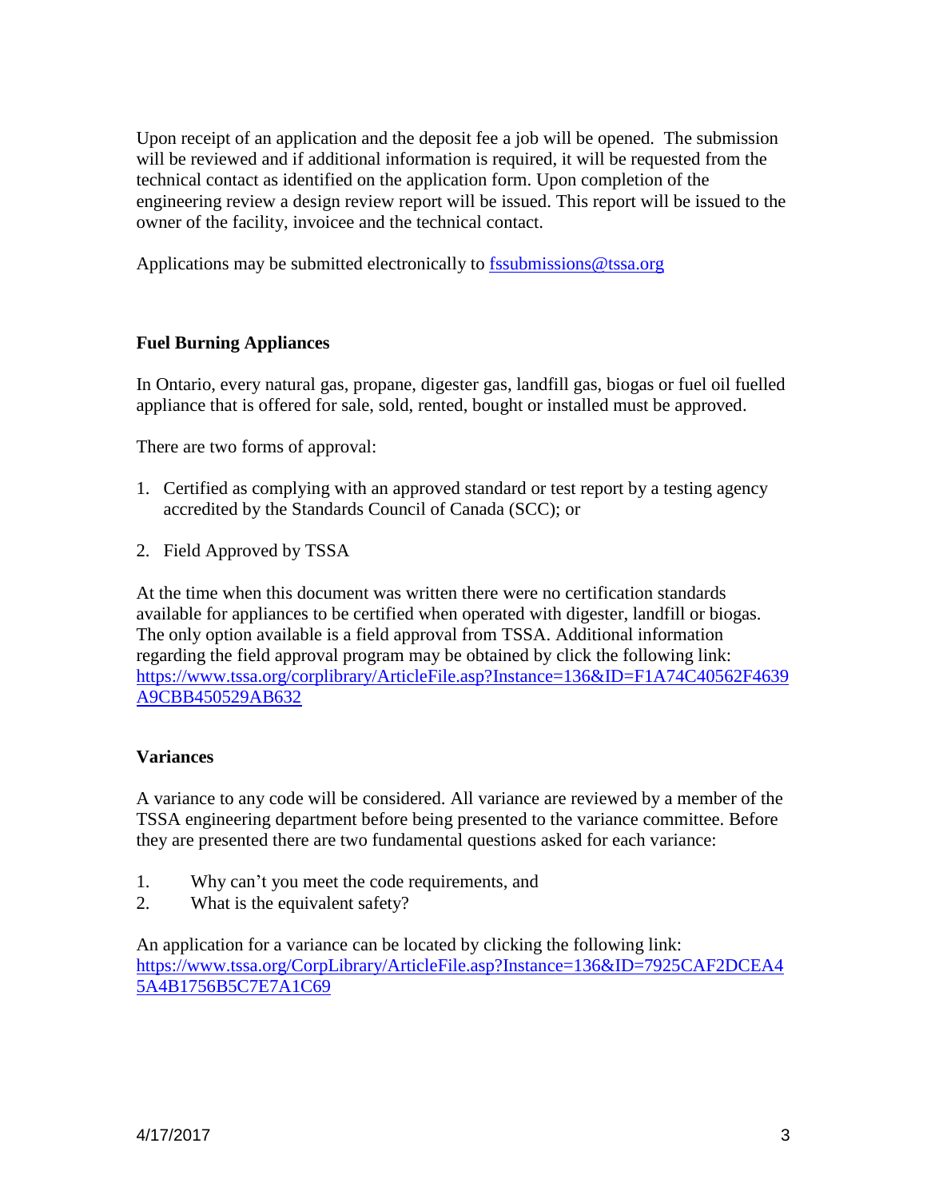Upon receipt of an application and the deposit fee a job will be opened. The submission will be reviewed and if additional information is required, it will be requested from the technical contact as identified on the application form. Upon completion of the engineering review a design review report will be issued. This report will be issued to the owner of the facility, invoicee and the technical contact.

Applications may be submitted electronically to fssubmissions@tssa.org

**Fuel Burning Appliances**

In Ontario, every natural gas, propane, digester gas, landfill gas, biogas or fuel oil fuelled appliance that is offered for sale, sold, rented, bought or installed must be approved.

There are two forms of approval:

1. Certified as complying with an approved standard or test report by a testing agency accredited by the Standards Council of Canada (SCC); or
2. Field Approved by TSSA

At the time when this document was written there were no certification standards available for appliances to be certified when operated with digester, landfill or biogas. The only option available is a field approval from TSSA. Additional information regarding the field approval program may be obtained by click the following link: https://www.tssa.org/corplibrary/ArticleFile.asp?Instance=136&ID=F1A74C40562F4639A9CBB450529AB632

**Variances**

A variance to any code will be considered. All variance are reviewed by a member of the TSSA engineering department before being presented to the variance committee. Before they are presented there are two fundamental questions asked for each variance:

1. Why can't you meet the code requirements, and
2. What is the equivalent safety?

An application for a variance can be located by clicking the following link: https://www.tssa.org/CorpLibrary/ArticleFile.asp?Instance=136&ID=7925CAF2DCEA45A4B1756B5C7E7A1C69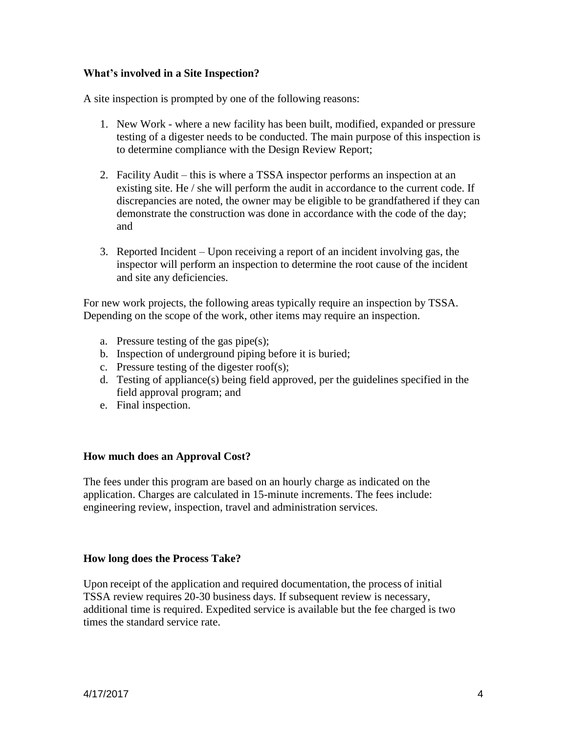**What's involved in a Site Inspection?**

A site inspection is prompted by one of the following reasons:

1. New Work - where a new facility has been built, modified, expanded or pressure testing of a digester needs to be conducted. The main purpose of this inspection is to determine compliance with the Design Review Report;

2. Facility Audit – this is where a TSSA inspector performs an inspection at an existing site. He / she will perform the audit in accordance to the current code. If discrepancies are noted, the owner may be eligible to be grandfathered if they can demonstrate the construction was done in accordance with the code of the day; and

3. Reported Incident – Upon receiving a report of an incident involving gas, the inspector will perform an inspection to determine the root cause of the incident and site any deficiencies.

For new work projects, the following areas typically require an inspection by TSSA. Depending on the scope of the work, other items may require an inspection.

a. Pressure testing of the gas pipe(s);
b. Inspection of underground piping before it is buried;
c. Pressure testing of the digester roof(s);
d. Testing of appliance(s) being field approved, per the guidelines specified in the field approval program; and
e. Final inspection.

**How much does an Approval Cost?**

The fees under this program are based on an hourly charge as indicated on the application. Charges are calculated in 15-minute increments. The fees include: engineering review, inspection, travel and administration services.

**How long does the Process Take?**

Upon receipt of the application and required documentation, the process of initial TSSA review requires 20-30 business days. If subsequent review is necessary, additional time is required. Expedited service is available but the fee charged is two times the standard service rate.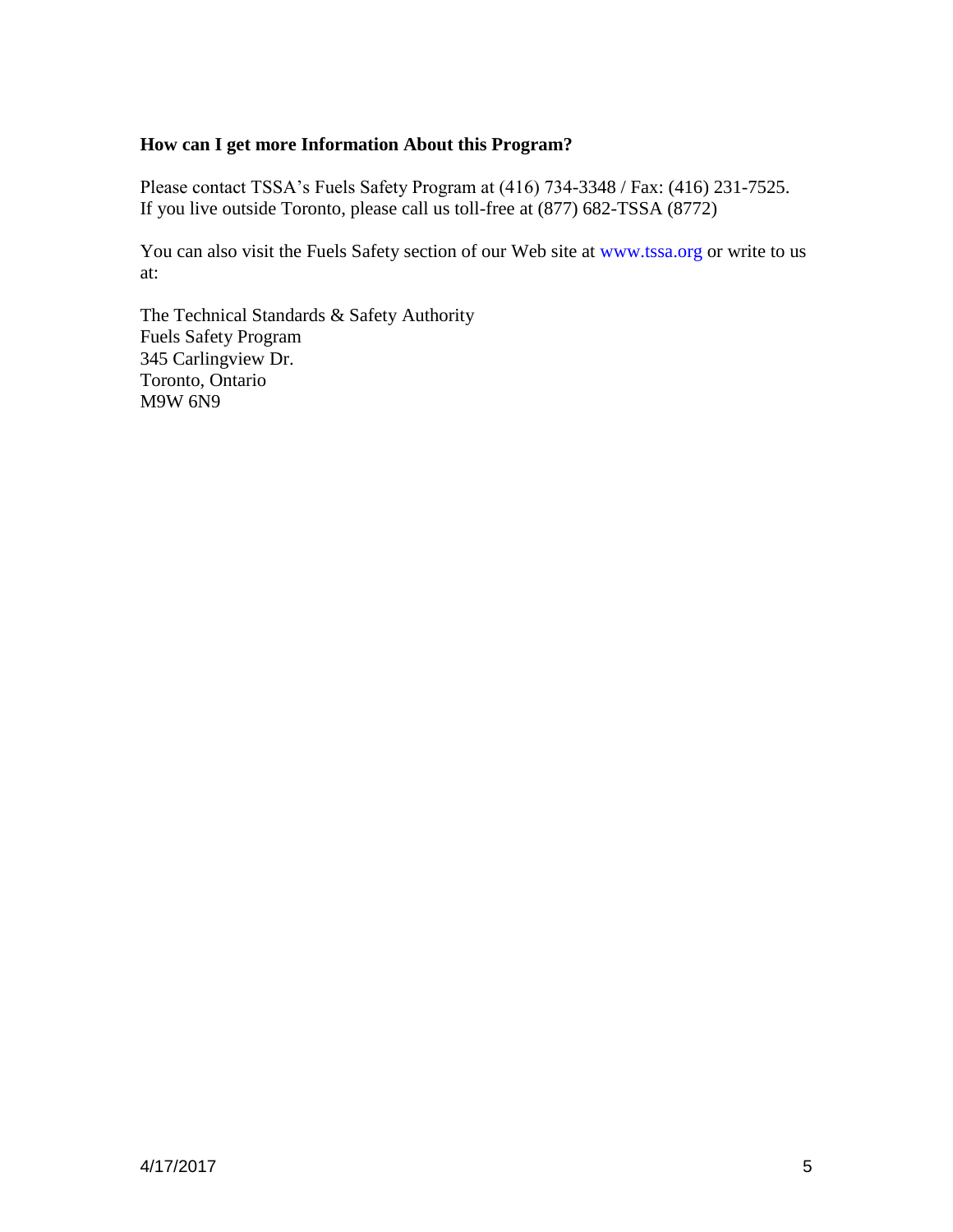### How can I get more Information About this Program?

Please contact TSSA's Fuels Safety Program at (416) 734-3348 / Fax: (416) 231-7525.
If you live outside Toronto, please call us toll-free at (877) 682-TSSA (8772)

You can also visit the Fuels Safety section of our Web site at www.tssa.org or write to us at:

The Technical Standards & Safety Authority
Fuels Safety Program
345 Carlingview Dr.
Toronto, Ontario
M9W 6N9